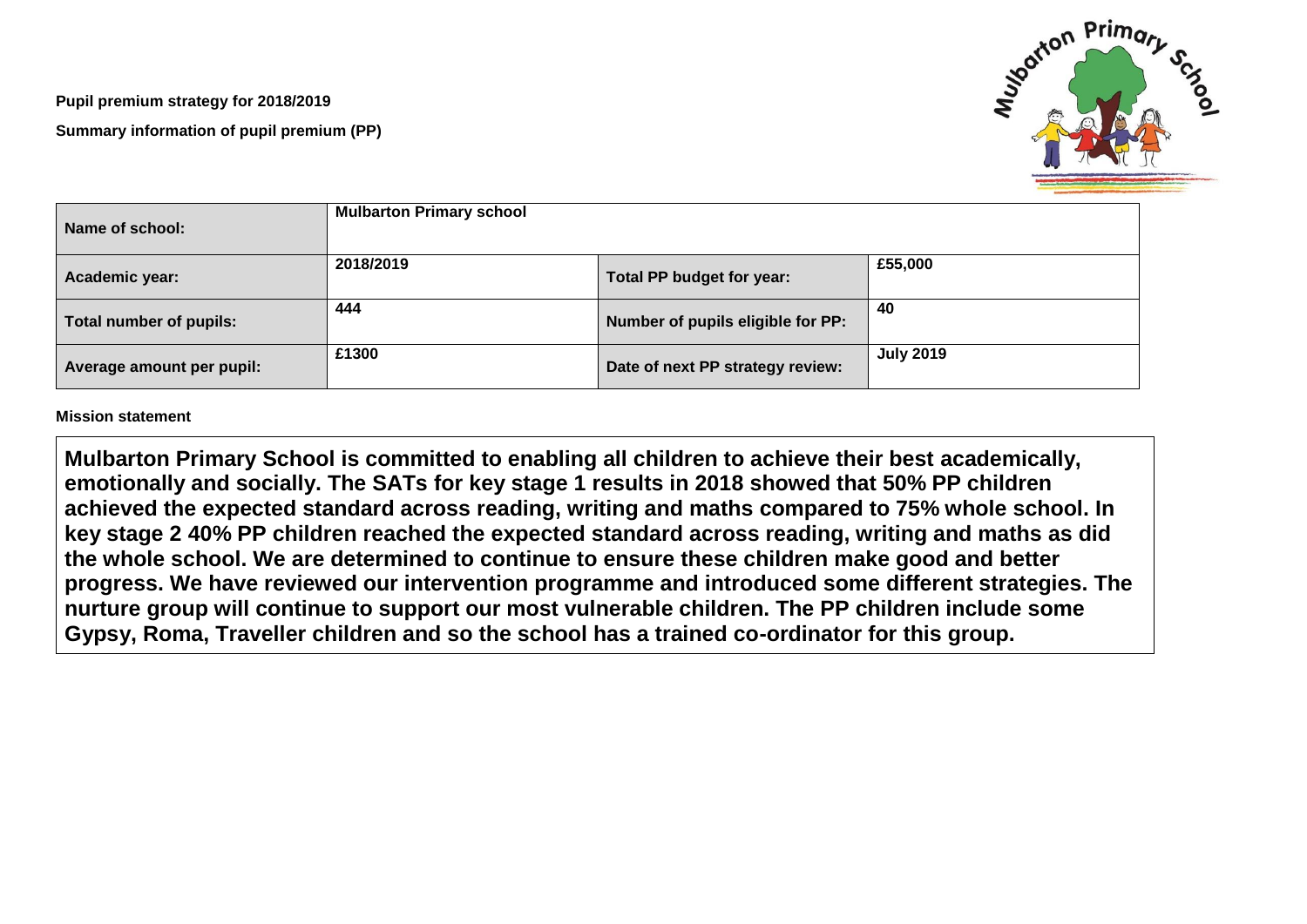**Pupil premium strategy for 2018/2019**

**Summary information of pupil premium (PP)**

| Name of school: | Mulbarton Primary school | | |
|---|---|---|---|
| Academic year: | 2018/2019 | Total PP budget for year: | £55,000 |
| Total number of pupils: | 444 | Number of pupils eligible for PP: | 40 |
| Average amount per pupil: | £1300 | Date of next PP strategy review: | July 2019 |

**Mission statement**

**Mulbarton Primary School is committed to enabling all children to achieve their best academically, emotionally and socially. The SATs for key stage 1 results in 2018 showed that 50% PP children achieved the expected standard across reading, writing and maths compared to 75% whole school. In key stage 2 40% PP children reached the expected standard across reading, writing and maths as did the whole school. We are determined to continue to ensure these children make good and better progress. We have reviewed our intervention programme and introduced some different strategies. The nurture group will continue to support our most vulnerable children. The PP children include some Gypsy, Roma, Traveller children and so the school has a trained co-ordinator for this group.**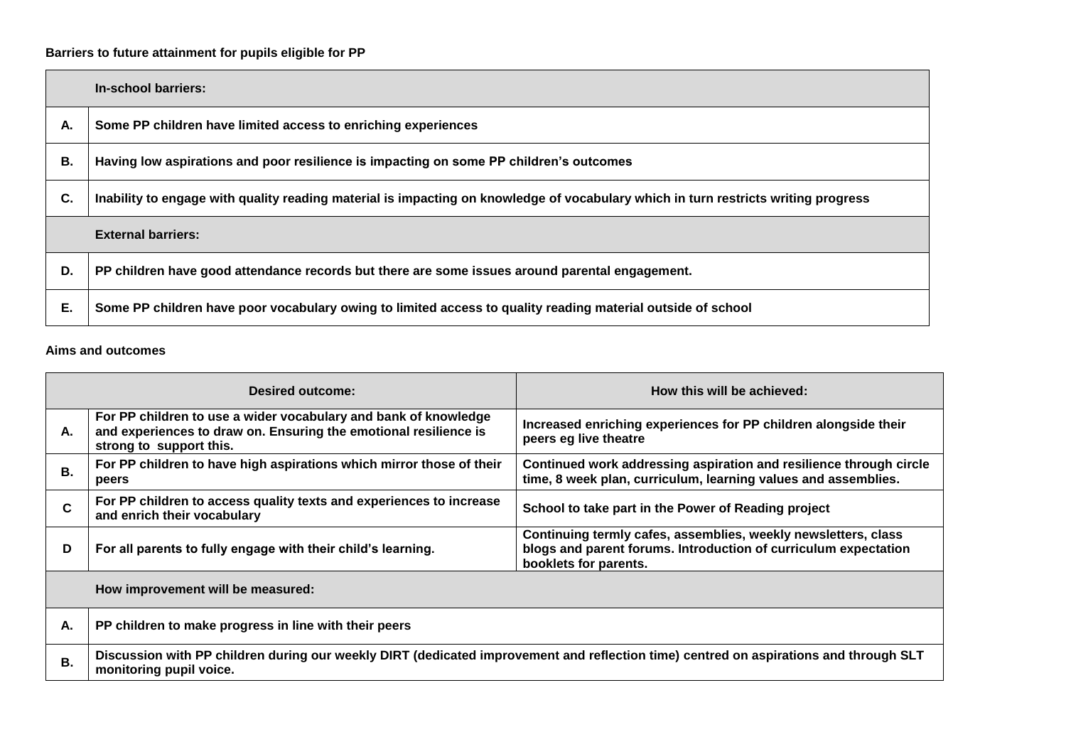**Barriers to future attainment for pupils eligible for PP**

| | In-school barriers: |
|---|---|
| **A.** | **Some PP children have limited access to enriching experiences** |
| **B.** | **Having low aspirations and poor resilience is impacting on some PP children's outcomes** |
| **C.** | **Inability to engage with quality reading material is impacting on knowledge of vocabulary which in turn restricts writing progress** |
| | **External barriers:** |
| **D.** | **PP children have good attendance records but there are some issues around parental engagement.** |
| **E.** | **Some PP children have poor vocabulary owing to limited access to quality reading material outside of school** |

**Aims and outcomes**

| | Desired outcome: | How this will be achieved: |
|---|---|---|
| **A.** | **For PP children to use a wider vocabulary and bank of knowledge and experiences to draw on. Ensuring the emotional resilience is strong to support this.** | **Increased enriching experiences for PP children alongside their peers eg live theatre** |
| **B.** | **For PP children to have high aspirations which mirror those of their peers** | **Continued work addressing aspiration and resilience through circle time, 8 week plan, curriculum, learning values and assemblies.** |
| **C** | **For PP children to access quality texts and experiences to increase and enrich their vocabulary** | **School to take part in the Power of Reading project** |
| **D** | **For all parents to fully engage with their child's learning.** | **Continuing termly cafes, assemblies, weekly newsletters, class blogs and parent forums. Introduction of curriculum expectation booklets for parents.** |
| | **How improvement will be measured:** | |
| **A.** | **PP children to make progress in line with their peers** | |
| **B.** | **Discussion with PP children during our weekly DIRT (dedicated improvement and reflection time) centred on aspirations and through SLT monitoring pupil voice.** | |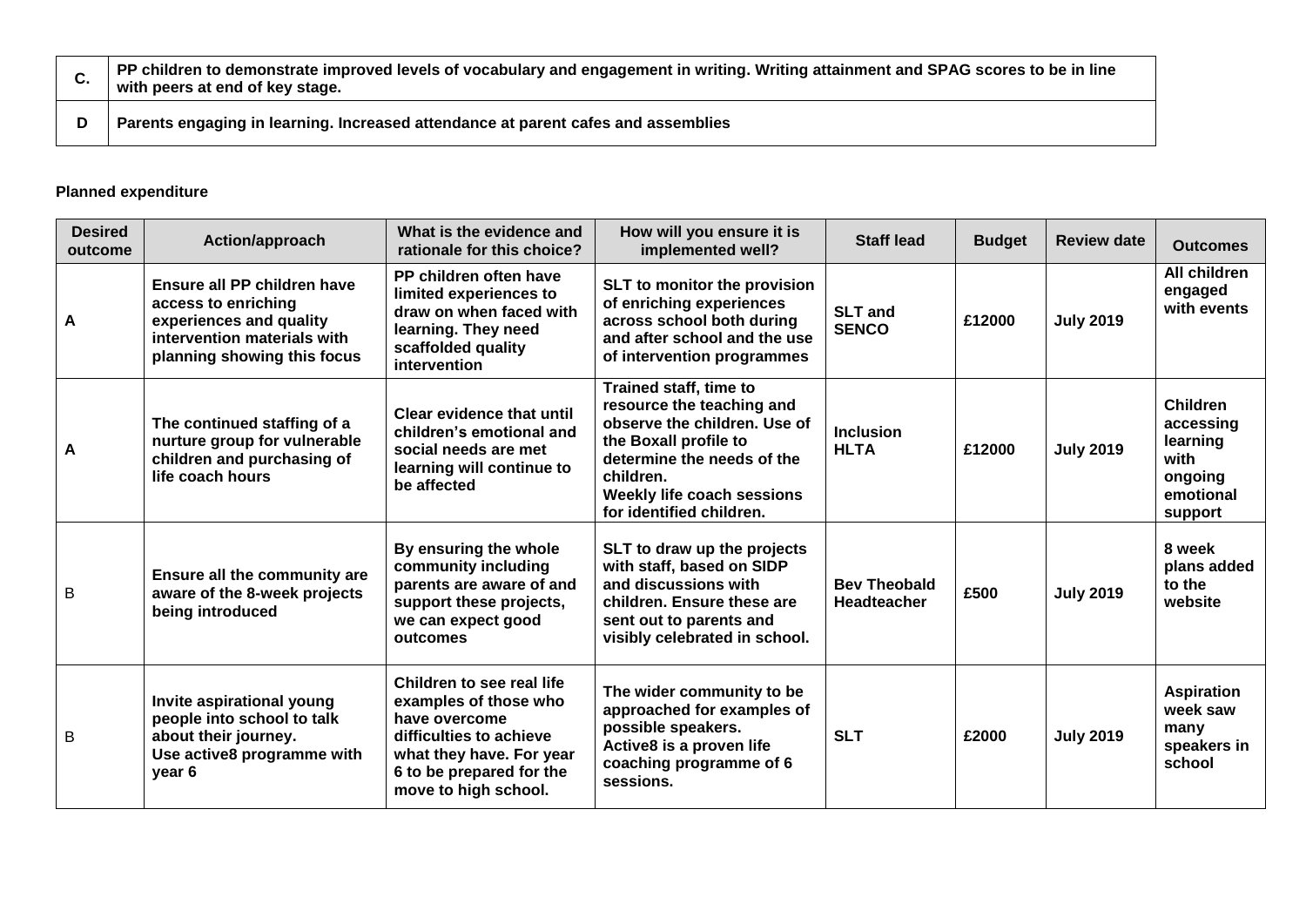| | |
|---|---|
| **C.** | **PP children to demonstrate improved levels of vocabulary and engagement in writing. Writing attainment and SPAG scores to be in line with peers at end of key stage.** |
| **D** | **Parents engaging in learning. Increased attendance at parent cafes and assemblies** |

**Planned expenditure**

| Desired outcome | Action/approach | What is the evidence and rationale for this choice? | How will you ensure it is implemented well? | Staff lead | Budget | Review date | Outcomes |
|---|---|---|---|---|---|---|---|
| **A** | **Ensure all PP children have access to enriching experiences and quality intervention materials with planning showing this focus** | **PP children often have limited experiences to draw on when faced with learning. They need scaffolded quality intervention** | **SLT to monitor the provision of enriching experiences across school both during and after school and the use of intervention programmes** | **SLT and SENCO** | **£12000** | **July 2019** | **All children engaged with events** |
| **A** | **The continued staffing of a nurture group for vulnerable children and purchasing of life coach hours** | **Clear evidence that until children's emotional and social needs are met learning will continue to be affected** | **Trained staff, time to resource the teaching and observe the children. Use of the Boxall profile to determine the needs of the children. Weekly life coach sessions for identified children.** | **Inclusion HLTA** | **£12000** | **July 2019** | **Children accessing learning with ongoing emotional support** |
| B | **Ensure all the community are aware of the 8-week projects being introduced** | **By ensuring the whole community including parents are aware of and support these projects, we can expect good outcomes** | **SLT to draw up the projects with staff, based on SIDP and discussions with children. Ensure these are sent out to parents and visibly celebrated in school.** | **Bev Theobald Headteacher** | **£500** | **July 2019** | **8 week plans added to the website** |
| B | **Invite aspirational young people into school to talk about their journey. Use active8 programme with year 6** | **Children to see real life examples of those who have overcome difficulties to achieve what they have. For year 6 to be prepared for the move to high school.** | **The wider community to be approached for examples of possible speakers. Active8 is a proven life coaching programme of 6 sessions.** | **SLT** | **£2000** | **July 2019** | **Aspiration week saw many speakers in school** |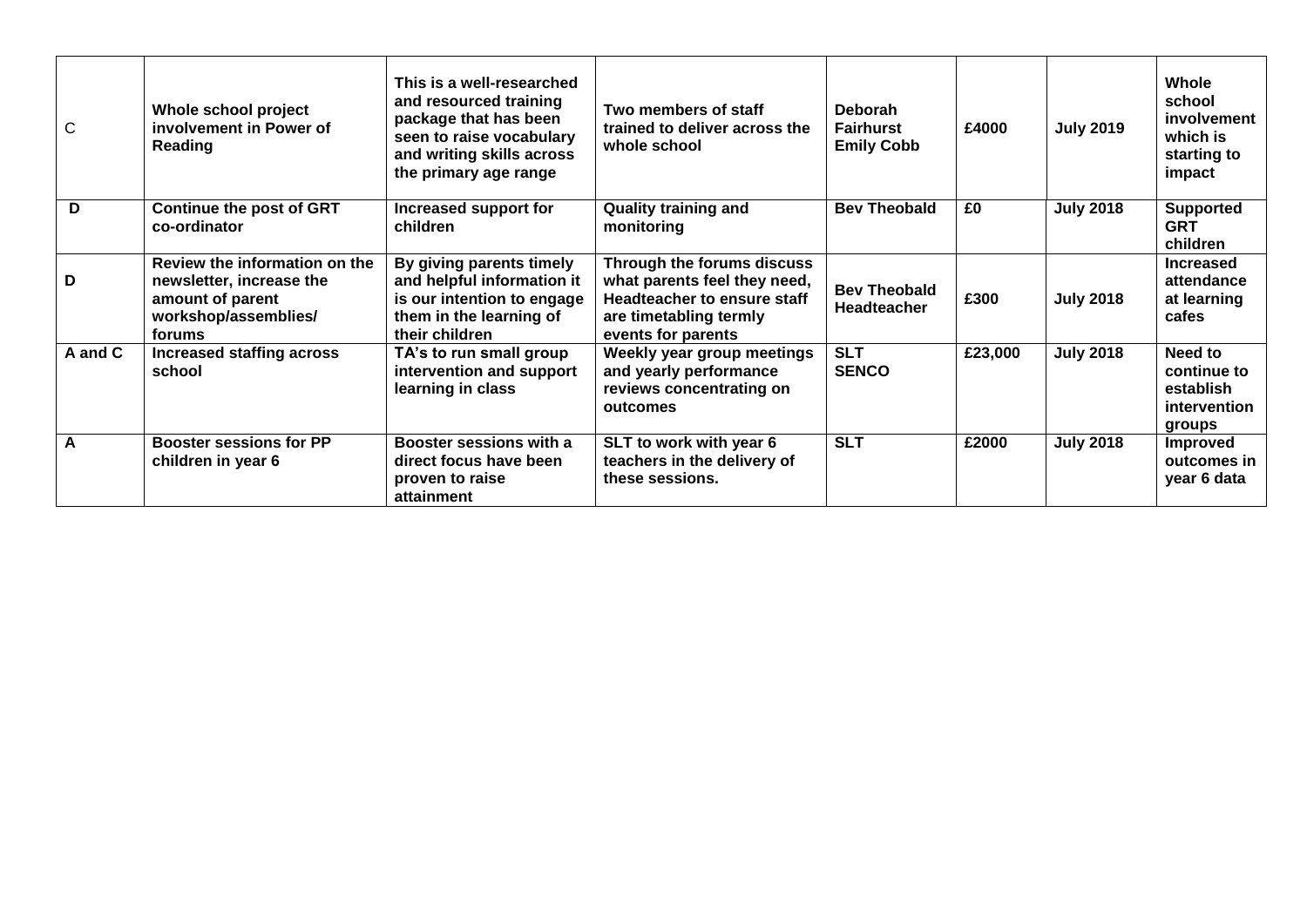| | | | | | | | |
|---|---|---|---|---|---|---|---|
| C | **Whole school project involvement in Power of Reading** | **This is a well-researched and resourced training package that has been seen to raise vocabulary and writing skills across the primary age range** | **Two members of staff trained to deliver across the whole school** | **Deborah Fairhurst Emily Cobb** | **£4000** | **July 2019** | **Whole school involvement which is starting to impact** |
| **D** | **Continue the post of GRT co-ordinator** | **Increased support for children** | **Quality training and monitoring** | **Bev Theobald** | **£0** | **July 2018** | **Supported GRT children** |
| **D** | **Review the information on the newsletter, increase the amount of parent workshop/assemblies/ forums** | **By giving parents timely and helpful information it is our intention to engage them in the learning of their children** | **Through the forums discuss what parents feel they need, Headteacher to ensure staff are timetabling termly events for parents** | **Bev Theobald Headteacher** | **£300** | **July 2018** | **Increased attendance at learning cafes** |
| **A and C** | **Increased staffing across school** | **TA's to run small group intervention and support learning in class** | **Weekly year group meetings and yearly performance reviews concentrating on outcomes** | **SLT SENCO** | **£23,000** | **July 2018** | **Need to continue to establish intervention groups** |
| **A** | **Booster sessions for PP children in year 6** | **Booster sessions with a direct focus have been proven to raise attainment** | **SLT to work with year 6 teachers in the delivery of these sessions.** | **SLT** | **£2000** | **July 2018** | **Improved outcomes in year 6 data** |